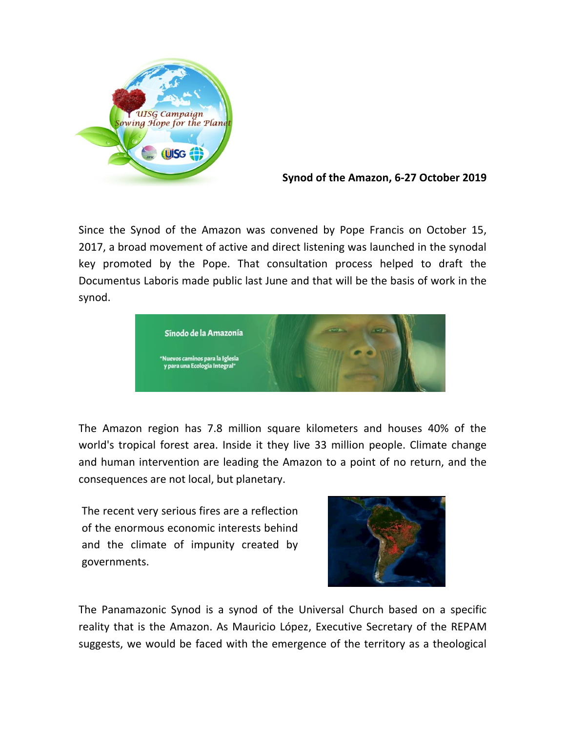**Synod of the Amazon, 6-27 October 2019**

Since the Synod of the Amazon was convened by Pope Francis on October 15, 2017, a broad movement of active and direct listening was launched in the synodal key promoted by the Pope. That consultation process helped to draft the Documentus Laboris made public last June and that will be the basis of work in the synod.

The Amazon region has 7.8 million square kilometers and houses 40% of the world's tropical forest area. Inside it they live 33 million people. Climate change and human intervention are leading the Amazon to a point of no return, and the consequences are not local, but planetary.

The recent very serious fires are a reflection of the enormous economic interests behind and the climate of impunity created by governments.

The Panamazonic Synod is a synod of the Universal Church based on a specific reality that is the Amazon. As Mauricio López, Executive Secretary of the REPAM suggests, we would be faced with the emergence of the territory as a theological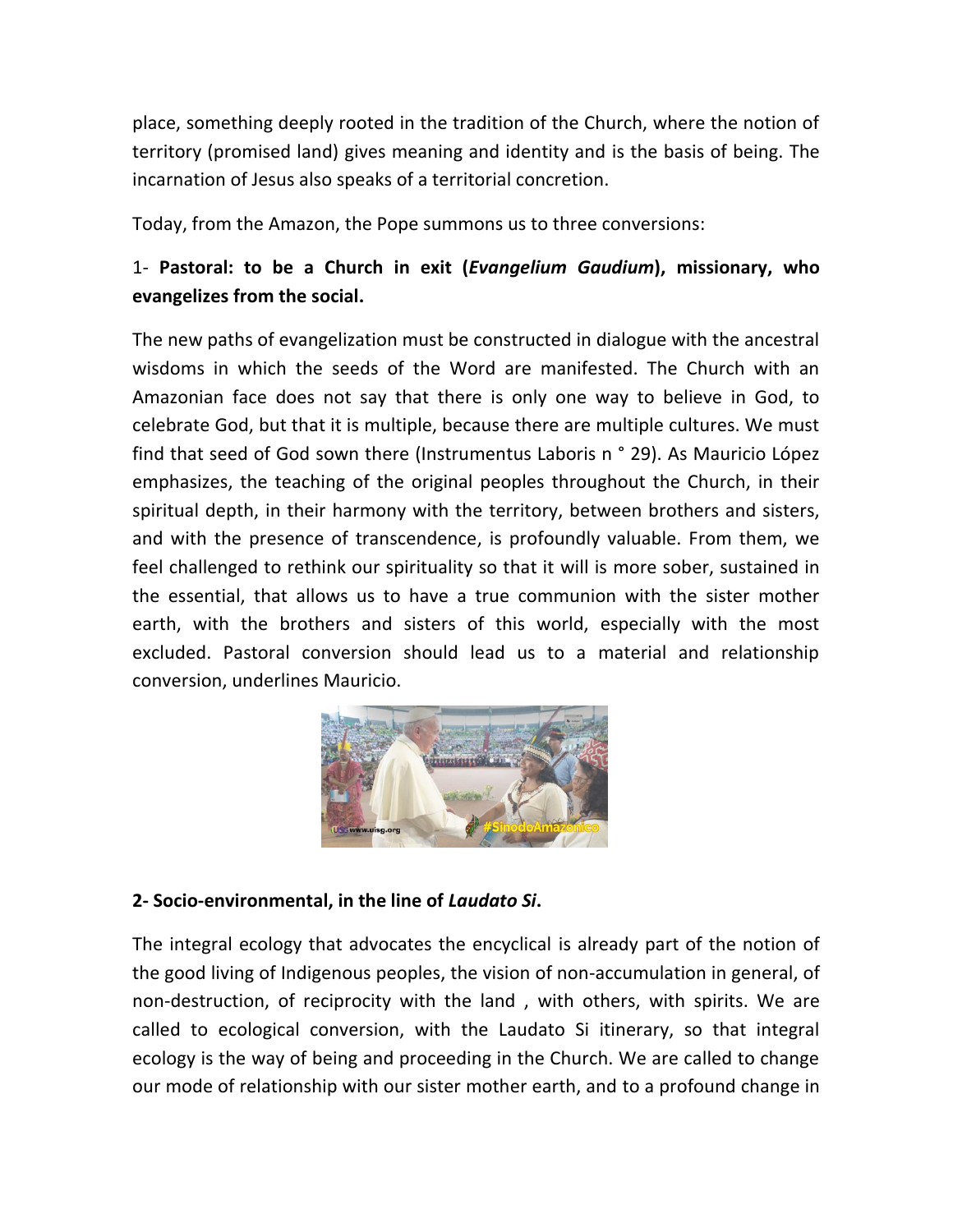place, something deeply rooted in the tradition of the Church, where the notion of territory (promised land) gives meaning and identity and is the basis of being. The incarnation of Jesus also speaks of a territorial concretion.

Today, from the Amazon, the Pope summons us to three conversions:

1- **Pastoral: to be a Church in exit (*Evangelium Gaudium*), missionary, who evangelizes from the social.**

The new paths of evangelization must be constructed in dialogue with the ancestral wisdoms in which the seeds of the Word are manifested. The Church with an Amazonian face does not say that there is only one way to believe in God, to celebrate God, but that it is multiple, because there are multiple cultures. We must find that seed of God sown there (Instrumentus Laboris n ° 29). As Mauricio López emphasizes, the teaching of the original peoples throughout the Church, in their spiritual depth, in their harmony with the territory, between brothers and sisters, and with the presence of transcendence, is profoundly valuable. From them, we feel challenged to rethink our spirituality so that it will is more sober, sustained in the essential, that allows us to have a true communion with the sister mother earth, with the brothers and sisters of this world, especially with the most excluded. Pastoral conversion should lead us to a material and relationship conversion, underlines Mauricio.

**2- Socio-environmental, in the line of *Laudato Si*.**

The integral ecology that advocates the encyclical is already part of the notion of the good living of Indigenous peoples, the vision of non-accumulation in general, of non-destruction, of reciprocity with the land , with others, with spirits. We are called to ecological conversion, with the Laudato Si itinerary, so that integral ecology is the way of being and proceeding in the Church. We are called to change our mode of relationship with our sister mother earth, and to a profound change in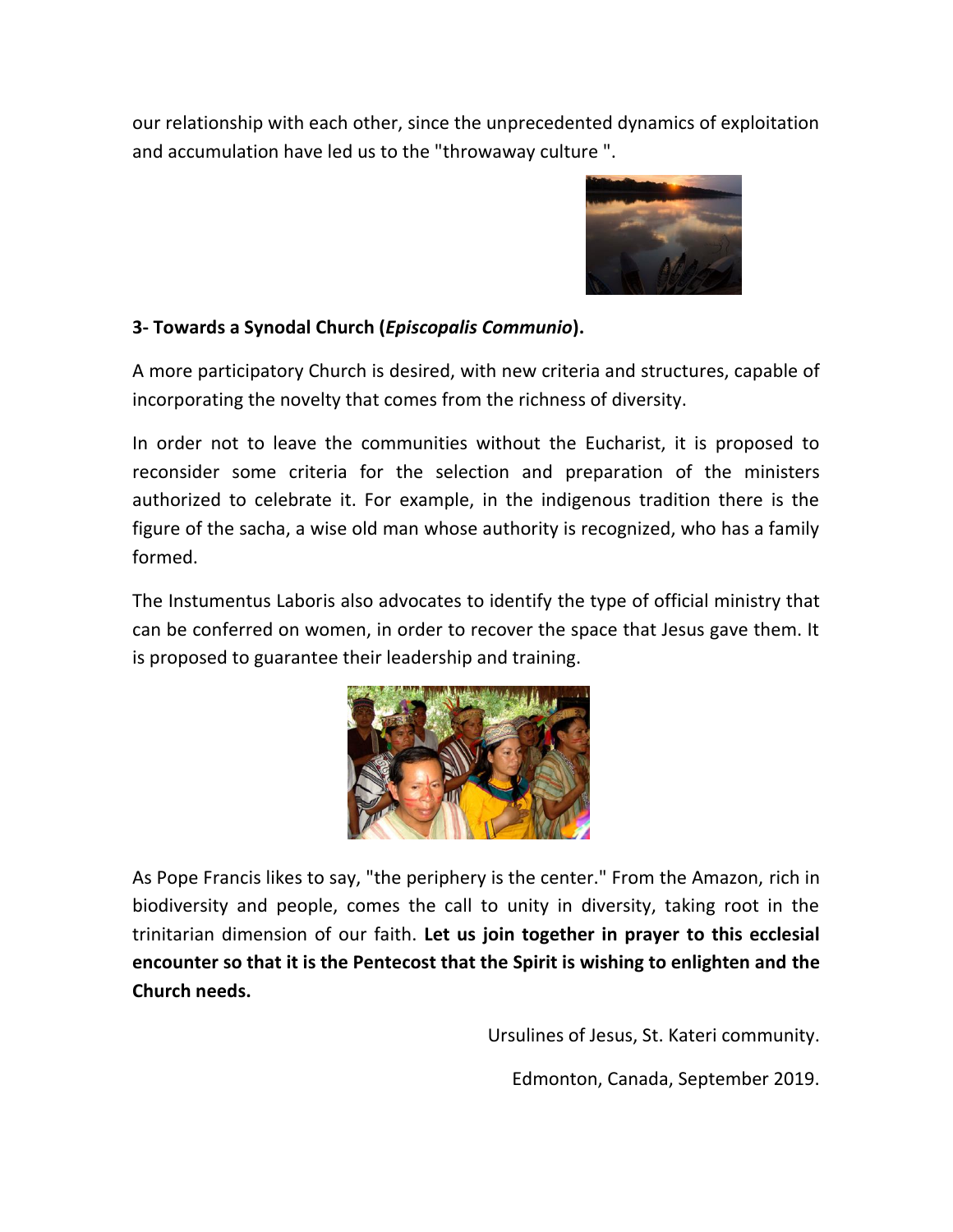our relationship with each other, since the unprecedented dynamics of exploitation and accumulation have led us to the "throwaway culture ".

**3- Towards a Synodal Church (*Episcopalis Communio*).**

A more participatory Church is desired, with new criteria and structures, capable of incorporating the novelty that comes from the richness of diversity.

In order not to leave the communities without the Eucharist, it is proposed to reconsider some criteria for the selection and preparation of the ministers authorized to celebrate it. For example, in the indigenous tradition there is the figure of the sacha, a wise old man whose authority is recognized, who has a family formed.

The Instumentus Laboris also advocates to identify the type of official ministry that can be conferred on women, in order to recover the space that Jesus gave them. It is proposed to guarantee their leadership and training.

As Pope Francis likes to say, "the periphery is the center." From the Amazon, rich in biodiversity and people, comes the call to unity in diversity, taking root in the trinitarian dimension of our faith. **Let us join together in prayer to this ecclesial encounter so that it is the Pentecost that the Spirit is wishing to enlighten and the Church needs.**

Ursulines of Jesus, St. Kateri community.

Edmonton, Canada, September 2019.